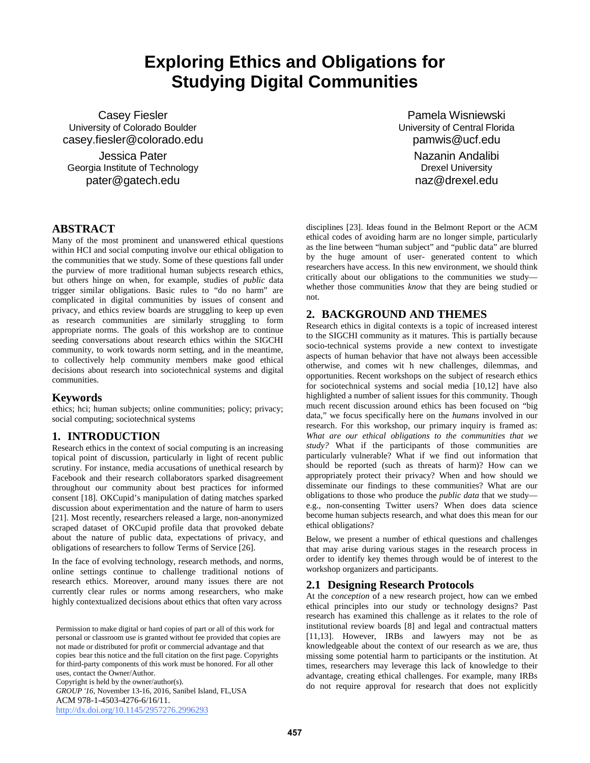# Exploring Ethics and Obligations for Studying Digital Communities

Casey Fiesler
University of Colorado Boulder
casey.fiesler@colorado.edu

Jessica Pater
Georgia Institute of Technology
pater@gatech.edu

Pamela Wisniewski
University of Central Florida
pamwis@ucf.edu

Nazanin Andalibi
Drexel University
naz@drexel.edu

## ABSTRACT

Many of the most prominent and unanswered ethical questions within HCI and social computing involve our ethical obligation to the communities that we study. Some of these questions fall under the purview of more traditional human subjects research ethics, but others hinge on when, for example, studies of *public* data trigger similar obligations. Basic rules to "do no harm" are complicated in digital communities by issues of consent and privacy, and ethics review boards are struggling to keep up even as research communities are similarly struggling to form appropriate norms. The goals of this workshop are to continue seeding conversations about research ethics within the SIGCHI community, to work towards norm setting, and in the meantime, to collectively help community members make good ethical decisions about research into sociotechnical systems and digital communities.

## Keywords

ethics; hci; human subjects; online communities; policy; privacy; social computing; sociotechnical systems

## 1. INTRODUCTION

Research ethics in the context of social computing is an increasing topical point of discussion, particularly in light of recent public scrutiny. For instance, media accusations of unethical research by Facebook and their research collaborators sparked disagreement throughout our community about best practices for informed consent [18]. OKCupid's manipulation of dating matches sparked discussion about experimentation and the nature of harm to users [21]. Most recently, researchers released a large, non-anonymized scraped dataset of OKCupid profile data that provoked debate about the nature of public data, expectations of privacy, and obligations of researchers to follow Terms of Service [26].

In the face of evolving technology, research methods, and norms, online settings continue to challenge traditional notions of research ethics. Moreover, around many issues there are not currently clear rules or norms among researchers, who make highly contextualized decisions about ethics that often vary across disciplines [23]. Ideas found in the Belmont Report or the ACM ethical codes of avoiding harm are no longer simple, particularly as the line between "human subject" and "public data" are blurred by the huge amount of user- generated content to which researchers have access. In this new environment, we should think critically about our obligations to the communities we study—whether those communities *know* that they are being studied or not.

Permission to make digital or hard copies of part or all of this work for personal or classroom use is granted without fee provided that copies are not made or distributed for profit or commercial advantage and that copies bear this notice and the full citation on the first page. Copyrights for third-party components of this work must be honored. For all other uses, contact the Owner/Author.
Copyright is held by the owner/author(s).
*GROUP '16*, November 13-16, 2016, Sanibel Island, FL,USA
ACM 978-1-4503-4276-6/16/11.
http://dx.doi.org/10.1145/2957276.2996293

## 2. BACKGROUND AND THEMES

Research ethics in digital contexts is a topic of increased interest to the SIGCHI community as it matures. This is partially because socio-technical systems provide a new context to investigate aspects of human behavior that have not always been accessible otherwise, and comes wit h new challenges, dilemmas, and opportunities. Recent workshops on the subject of research ethics for sociotechnical systems and social media [10,12] have also highlighted a number of salient issues for this community. Though much recent discussion around ethics has been focused on "big data," we focus specifically here on the *humans* involved in our research. For this workshop, our primary inquiry is framed as: *What are our ethical obligations to the communities that we study?* What if the participants of those communities are particularly vulnerable? What if we find out information that should be reported (such as threats of harm)? How can we appropriately protect their privacy? When and how should we disseminate our findings to these communities? What are our obligations to those who produce the *public data* that we study—e.g., non-consenting Twitter users? When does data science become human subjects research, and what does this mean for our ethical obligations?

Below, we present a number of ethical questions and challenges that may arise during various stages in the research process in order to identify key themes through would be of interest to the workshop organizers and participants.

### 2.1 Designing Research Protocols

At the *conception* of a new research project, how can we embed ethical principles into our study or technology designs? Past research has examined this challenge as it relates to the role of institutional review boards [8] and legal and contractual matters [11,13]. However, IRBs and lawyers may not be as knowledgeable about the context of our research as we are, thus missing some potential harm to participants or the institution. At times, researchers may leverage this lack of knowledge to their advantage, creating ethical challenges. For example, many IRBs do not require approval for research that does not explicitly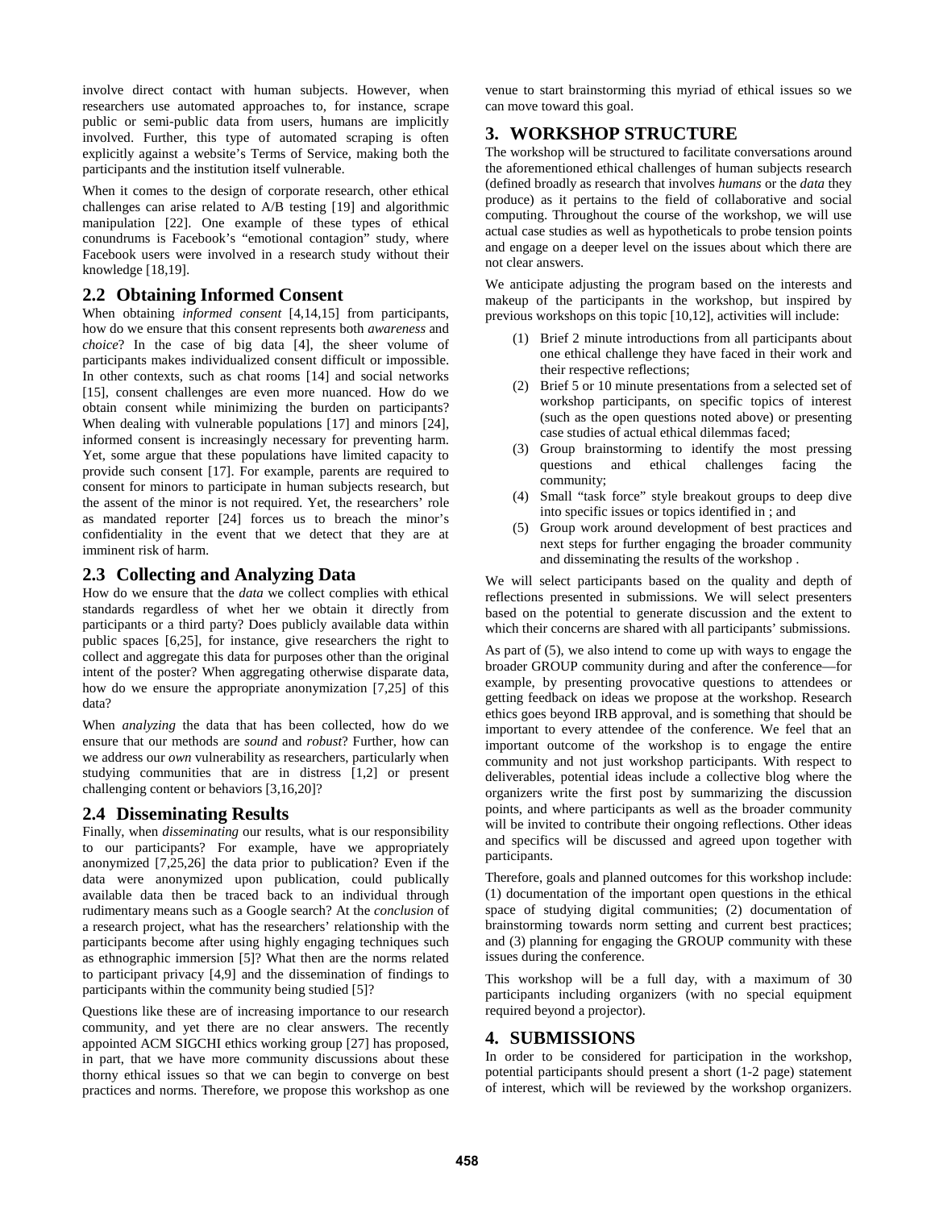involve direct contact with human subjects. However, when researchers use automated approaches to, for instance, scrape public or semi-public data from users, humans are implicitly involved. Further, this type of automated scraping is often explicitly against a website's Terms of Service, making both the participants and the institution itself vulnerable.

When it comes to the design of corporate research, other ethical challenges can arise related to A/B testing [19] and algorithmic manipulation [22]. One example of these types of ethical conundrums is Facebook's "emotional contagion" study, where Facebook users were involved in a research study without their knowledge [18,19].

## 2.2 Obtaining Informed Consent

When obtaining *informed consent* [4,14,15] from participants, how do we ensure that this consent represents both *awareness* and *choice*? In the case of big data [4], the sheer volume of participants makes individualized consent difficult or impossible. In other contexts, such as chat rooms [14] and social networks [15], consent challenges are even more nuanced. How do we obtain consent while minimizing the burden on participants? When dealing with vulnerable populations [17] and minors [24], informed consent is increasingly necessary for preventing harm. Yet, some argue that these populations have limited capacity to provide such consent [17]. For example, parents are required to consent for minors to participate in human subjects research, but the assent of the minor is not required. Yet, the researchers' role as mandated reporter [24] forces us to breach the minor's confidentiality in the event that we detect that they are at imminent risk of harm.

## 2.3 Collecting and Analyzing Data

How do we ensure that the *data* we collect complies with ethical standards regardless of whet her we obtain it directly from participants or a third party? Does publicly available data within public spaces [6,25], for instance, give researchers the right to collect and aggregate this data for purposes other than the original intent of the poster? When aggregating otherwise disparate data, how do we ensure the appropriate anonymization [7,25] of this data?

When *analyzing* the data that has been collected, how do we ensure that our methods are *sound* and *robust*? Further, how can we address our *own* vulnerability as researchers, particularly when studying communities that are in distress [1,2] or present challenging content or behaviors [3,16,20]?

## 2.4 Disseminating Results

Finally, when *disseminating* our results, what is our responsibility to our participants? For example, have we appropriately anonymized [7,25,26] the data prior to publication? Even if the data were anonymized upon publication, could publically available data then be traced back to an individual through rudimentary means such as a Google search? At the *conclusion* of a research project, what has the researchers' relationship with the participants become after using highly engaging techniques such as ethnographic immersion [5]? What then are the norms related to participant privacy [4,9] and the dissemination of findings to participants within the community being studied [5]?

Questions like these are of increasing importance to our research community, and yet there are no clear answers. The recently appointed ACM SIGCHI ethics working group [27] has proposed, in part, that we have more community discussions about these thorny ethical issues so that we can begin to converge on best practices and norms. Therefore, we propose this workshop as one venue to start brainstorming this myriad of ethical issues so we can move toward this goal.

# 3. WORKSHOP STRUCTURE

The workshop will be structured to facilitate conversations around the aforementioned ethical challenges of human subjects research (defined broadly as research that involves *humans* or the *data* they produce) as it pertains to the field of collaborative and social computing. Throughout the course of the workshop, we will use actual case studies as well as hypotheticals to probe tension points and engage on a deeper level on the issues about which there are not clear answers.

We anticipate adjusting the program based on the interests and makeup of the participants in the workshop, but inspired by previous workshops on this topic [10,12], activities will include:

(1) Brief 2 minute introductions from all participants about one ethical challenge they have faced in their work and their respective reflections;
(2) Brief 5 or 10 minute presentations from a selected set of workshop participants, on specific topics of interest (such as the open questions noted above) or presenting case studies of actual ethical dilemmas faced;
(3) Group brainstorming to identify the most pressing questions and ethical challenges facing the community;
(4) Small "task force" style breakout groups to deep dive into specific issues or topics identified in ; and
(5) Group work around development of best practices and next steps for further engaging the broader community and disseminating the results of the workshop .

We will select participants based on the quality and depth of reflections presented in submissions. We will select presenters based on the potential to generate discussion and the extent to which their concerns are shared with all participants' submissions.

As part of (5), we also intend to come up with ways to engage the broader GROUP community during and after the conference—for example, by presenting provocative questions to attendees or getting feedback on ideas we propose at the workshop. Research ethics goes beyond IRB approval, and is something that should be important to every attendee of the conference. We feel that an important outcome of the workshop is to engage the entire community and not just workshop participants. With respect to deliverables, potential ideas include a collective blog where the organizers write the first post by summarizing the discussion points, and where participants as well as the broader community will be invited to contribute their ongoing reflections. Other ideas and specifics will be discussed and agreed upon together with participants.

Therefore, goals and planned outcomes for this workshop include: (1) documentation of the important open questions in the ethical space of studying digital communities; (2) documentation of brainstorming towards norm setting and current best practices; and (3) planning for engaging the GROUP community with these issues during the conference.

This workshop will be a full day, with a maximum of 30 participants including organizers (with no special equipment required beyond a projector).

# 4. SUBMISSIONS

In order to be considered for participation in the workshop, potential participants should present a short (1-2 page) statement of interest, which will be reviewed by the workshop organizers.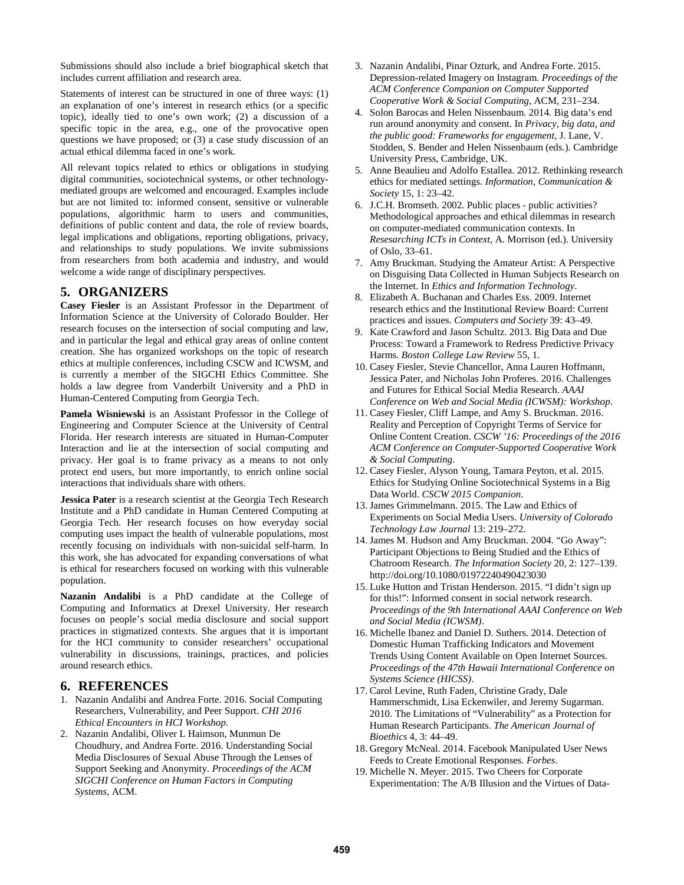Submissions should also include a brief biographical sketch that includes current affiliation and research area.

Statements of interest can be structured in one of three ways: (1) an explanation of one's interest in research ethics (or a specific topic), ideally tied to one's own work; (2) a discussion of a specific topic in the area, e.g., one of the provocative open questions we have proposed; or (3) a case study discussion of an actual ethical dilemma faced in one's work.

All relevant topics related to ethics or obligations in studying digital communities, sociotechnical systems, or other technology-mediated groups are welcomed and encouraged. Examples include but are not limited to: informed consent, sensitive or vulnerable populations, algorithmic harm to users and communities, definitions of public content and data, the role of review boards, legal implications and obligations, reporting obligations, privacy, and relationships to study populations. We invite submissions from researchers from both academia and industry, and would welcome a wide range of disciplinary perspectives.

## 5. ORGANIZERS

**Casey Fiesler** is an Assistant Professor in the Department of Information Science at the University of Colorado Boulder. Her research focuses on the intersection of social computing and law, and in particular the legal and ethical gray areas of online content creation. She has organized workshops on the topic of research ethics at multiple conferences, including CSCW and ICWSM, and is currently a member of the SIGCHI Ethics Committee. She holds a law degree from Vanderbilt University and a PhD in Human-Centered Computing from Georgia Tech.

**Pamela Wisniewski** is an Assistant Professor in the College of Engineering and Computer Science at the University of Central Florida. Her research interests are situated in Human-Computer Interaction and lie at the intersection of social computing and privacy. Her goal is to frame privacy as a means to not only protect end users, but more importantly, to enrich online social interactions that individuals share with others.

**Jessica Pater** is a research scientist at the Georgia Tech Research Institute and a PhD candidate in Human Centered Computing at Georgia Tech. Her research focuses on how everyday social computing uses impact the health of vulnerable populations, most recently focusing on individuals with non-suicidal self-harm. In this work, she has advocated for expanding conversations of what is ethical for researchers focused on working with this vulnerable population.

**Nazanin Andalibi** is a PhD candidate at the College of Computing and Informatics at Drexel University. Her research focuses on people's social media disclosure and social support practices in stigmatized contexts. She argues that it is important for the HCI community to consider researchers' occupational vulnerability in discussions, trainings, practices, and policies around research ethics.

## 6. REFERENCES

1. Nazanin Andalibi and Andrea Forte. 2016. Social Computing Researchers, Vulnerability, and Peer Support. *CHI 2016 Ethical Encounters in HCI Workshop.*
2. Nazanin Andalibi, Oliver L Haimson, Munmun De Choudhury, and Andrea Forte. 2016. Understanding Social Media Disclosures of Sexual Abuse Through the Lenses of Support Seeking and Anonymity. *Proceedings of the ACM SIGCHI Conference on Human Factors in Computing Systems*, ACM.
3. Nazanin Andalibi, Pinar Ozturk, and Andrea Forte. 2015. Depression-related Imagery on Instagram. *Proceedings of the ACM Conference Companion on Computer Supported Cooperative Work & Social Computing*, ACM, 231–234.
4. Solon Barocas and Helen Nissenbaum. 2014. Big data's end run around anonymity and consent. In *Privacy, big data, and the public good: Frameworks for engagement*, J. Lane, V. Stodden, S. Bender and Helen Nissenbaum (eds.). Cambridge University Press, Cambridge, UK.
5. Anne Beaulieu and Adolfo Estallea. 2012. Rethinking research ethics for mediated settings. *Information, Communication & Society* 15, 1: 23–42.
6. J.C.H. Bromseth. 2002. Public places - public activities? Methodological approaches and ethical dilemmas in research on computer-mediated communication contexts. In *Resesarching ICTs in Context*, A. Morrison (ed.). University of Oslo, 33–61.
7. Amy Bruckman. Studying the Amateur Artist: A Perspective on Disguising Data Collected in Human Subjects Research on the Internet. In *Ethics and Information Technology*.
8. Elizabeth A. Buchanan and Charles Ess. 2009. Internet research ethics and the Institutional Review Board: Current practices and issues. *Computers and Society* 39: 43–49.
9. Kate Crawford and Jason Schultz. 2013. Big Data and Due Process: Toward a Framework to Redress Predictive Privacy Harms. *Boston College Law Review* 55, 1.
10. Casey Fiesler, Stevie Chancellor, Anna Lauren Hoffmann, Jessica Pater, and Nicholas John Proferes. 2016. Challenges and Futures for Ethical Social Media Research. *AAAI Conference on Web and Social Media (ICWSM): Workshop*.
11. Casey Fiesler, Cliff Lampe, and Amy S. Bruckman. 2016. Reality and Perception of Copyright Terms of Service for Online Content Creation. *CSCW '16: Proceedings of the 2016 ACM Conference on Computer-Supported Cooperative Work & Social Computing*.
12. Casey Fiesler, Alyson Young, Tamara Peyton, et al. 2015. Ethics for Studying Online Sociotechnical Systems in a Big Data World. *CSCW 2015 Companion*.
13. James Grimmelmann. 2015. The Law and Ethics of Experiments on Social Media Users. *University of Colorado Technology Law Journal* 13: 219–272.
14. James M. Hudson and Amy Bruckman. 2004. "Go Away": Participant Objections to Being Studied and the Ethics of Chatroom Research. *The Information Society* 20, 2: 127–139. http://doi.org/10.1080/01972240490423030
15. Luke Hutton and Tristan Henderson. 2015. "I didn't sign up for this!": Informed consent in social network research. *Proceedings of the 9th International AAAI Conference on Web and Social Media (ICWSM)*.
16. Michelle Ibanez and Daniel D. Suthers. 2014. Detection of Domestic Human Trafficking Indicators and Movement Trends Using Content Available on Open Internet Sources. *Proceedings of the 47th Hawaii International Conference on Systems Science (HICSS)*.
17. Carol Levine, Ruth Faden, Christine Grady, Dale Hammerschmidt, Lisa Eckenwiler, and Jeremy Sugarman. 2010. The Limitations of "Vulnerability" as a Protection for Human Research Participants. *The American Journal of Bioethics* 4, 3: 44–49.
18. Gregory McNeal. 2014. Facebook Manipulated User News Feeds to Create Emotional Responses. *Forbes*.
19. Michelle N. Meyer. 2015. Two Cheers for Corporate Experimentation: The A/B Illusion and the Virtues of Data-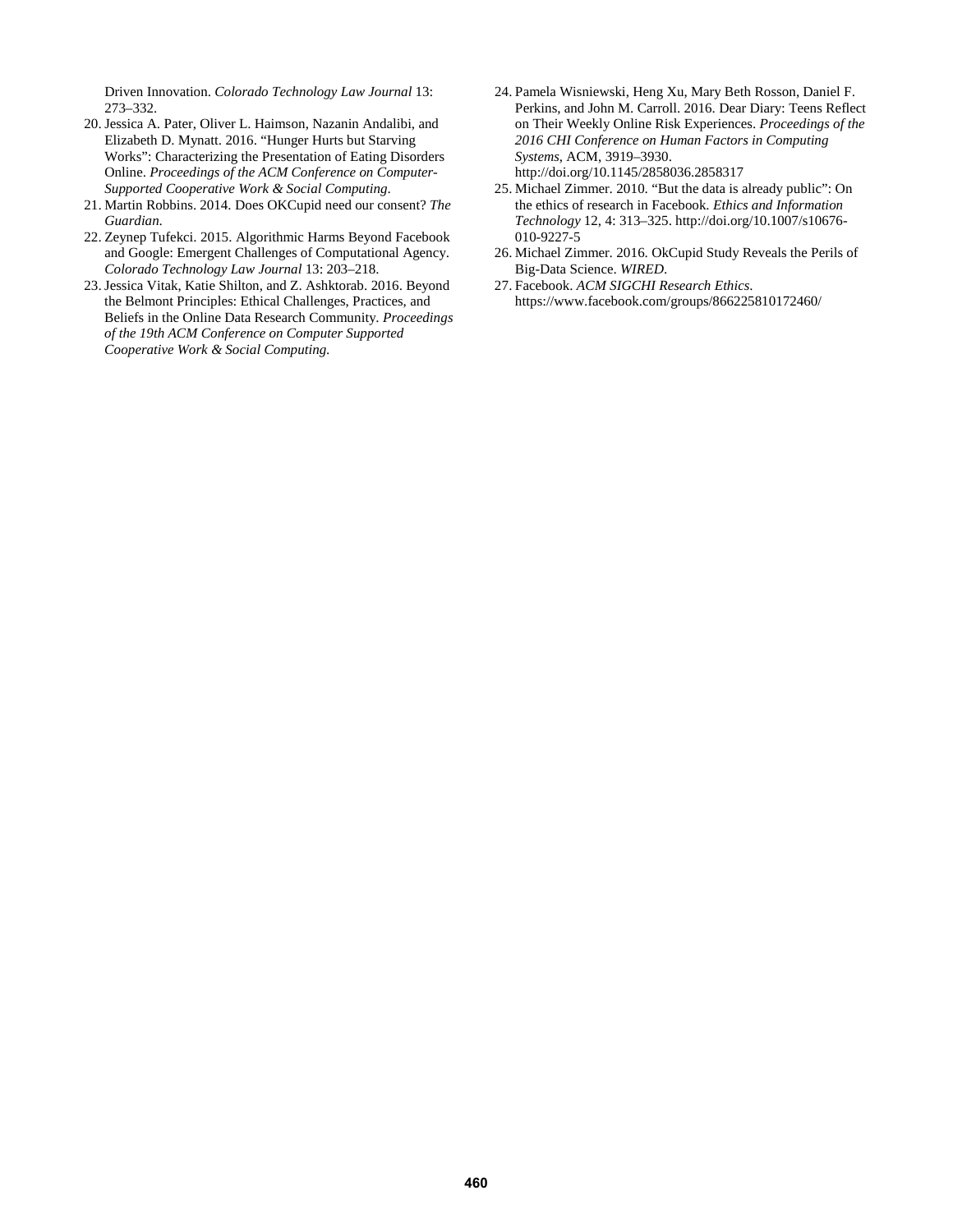Driven Innovation. *Colorado Technology Law Journal* 13: 273–332.

20. Jessica A. Pater, Oliver L. Haimson, Nazanin Andalibi, and Elizabeth D. Mynatt. 2016. "Hunger Hurts but Starving Works": Characterizing the Presentation of Eating Disorders Online. *Proceedings of the ACM Conference on Computer-Supported Cooperative Work & Social Computing*.
21. Martin Robbins. 2014. Does OKCupid need our consent? *The Guardian*.
22. Zeynep Tufekci. 2015. Algorithmic Harms Beyond Facebook and Google: Emergent Challenges of Computational Agency. *Colorado Technology Law Journal* 13: 203–218.
23. Jessica Vitak, Katie Shilton, and Z. Ashktorab. 2016. Beyond the Belmont Principles: Ethical Challenges, Practices, and Beliefs in the Online Data Research Community. *Proceedings of the 19th ACM Conference on Computer Supported Cooperative Work & Social Computing*.
24. Pamela Wisniewski, Heng Xu, Mary Beth Rosson, Daniel F. Perkins, and John M. Carroll. 2016. Dear Diary: Teens Reflect on Their Weekly Online Risk Experiences. *Proceedings of the 2016 CHI Conference on Human Factors in Computing Systems*, ACM, 3919–3930. http://doi.org/10.1145/2858036.2858317
25. Michael Zimmer. 2010. "But the data is already public": On the ethics of research in Facebook. *Ethics and Information Technology* 12, 4: 313–325. http://doi.org/10.1007/s10676-010-9227-5
26. Michael Zimmer. 2016. OkCupid Study Reveals the Perils of Big-Data Science. *WIRED*.
27. Facebook. *ACM SIGCHI Research Ethics*. https://www.facebook.com/groups/866225810172460/